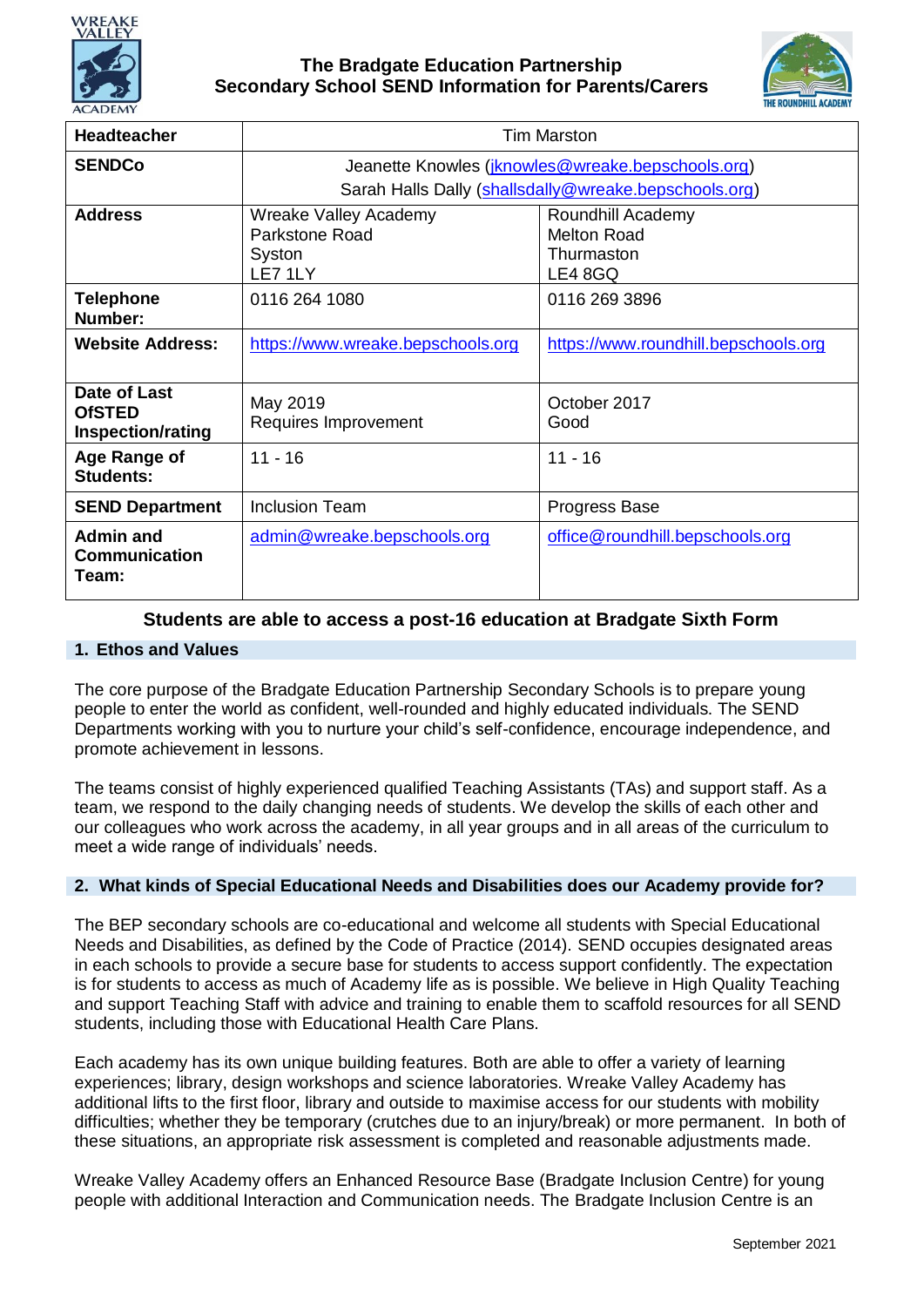# The Bradgate Education Partnership
## Secondary School SEND Information for Parents/Carers

| **Headteacher** | Tim Marston | |
|---|---|---|
| **SENDCo** | Jeanette Knowles (jknowles@wreake.bepschools.org)<br>Sarah Halls Dally (shallsdally@wreake.bepschools.org) | |
| **Address** | Wreake Valley Academy<br>Parkstone Road<br>Syston<br>LE7 1LY | Roundhill Academy<br>Melton Road<br>Thurmaston<br>LE4 8GQ |
| **Telephone Number:** | 0116 264 1080 | 0116 269 3896 |
| **Website Address:** | https://www.wreake.bepschools.org | https://www.roundhill.bepschools.org |
| **Date of Last OfSTED Inspection/rating** | May 2019<br>Requires Improvement | October 2017<br>Good |
| **Age Range of Students:** | 11 - 16 | 11 - 16 |
| **SEND Department** | Inclusion Team | Progress Base |
| **Admin and Communication Team:** | admin@wreake.bepschools.org | office@roundhill.bepschools.org |

**Students are able to access a post-16 education at Bradgate Sixth Form**

### 1. Ethos and Values

The core purpose of the Bradgate Education Partnership Secondary Schools is to prepare young people to enter the world as confident, well-rounded and highly educated individuals. The SEND Departments working with you to nurture your child's self-confidence, encourage independence, and promote achievement in lessons.

The teams consist of highly experienced qualified Teaching Assistants (TAs) and support staff. As a team, we respond to the daily changing needs of students. We develop the skills of each other and our colleagues who work across the academy, in all year groups and in all areas of the curriculum to meet a wide range of individuals' needs.

### 2. What kinds of Special Educational Needs and Disabilities does our Academy provide for?

The BEP secondary schools are co-educational and welcome all students with Special Educational Needs and Disabilities, as defined by the Code of Practice (2014). SEND occupies designated areas in each schools to provide a secure base for students to access support confidently. The expectation is for students to access as much of Academy life as is possible. We believe in High Quality Teaching and support Teaching Staff with advice and training to enable them to scaffold resources for all SEND students, including those with Educational Health Care Plans.

Each academy has its own unique building features. Both are able to offer a variety of learning experiences; library, design workshops and science laboratories. Wreake Valley Academy has additional lifts to the first floor, library and outside to maximise access for our students with mobility difficulties; whether they be temporary (crutches due to an injury/break) or more permanent. In both of these situations, an appropriate risk assessment is completed and reasonable adjustments made.

Wreake Valley Academy offers an Enhanced Resource Base (Bradgate Inclusion Centre) for young people with additional Interaction and Communication needs. The Bradgate Inclusion Centre is an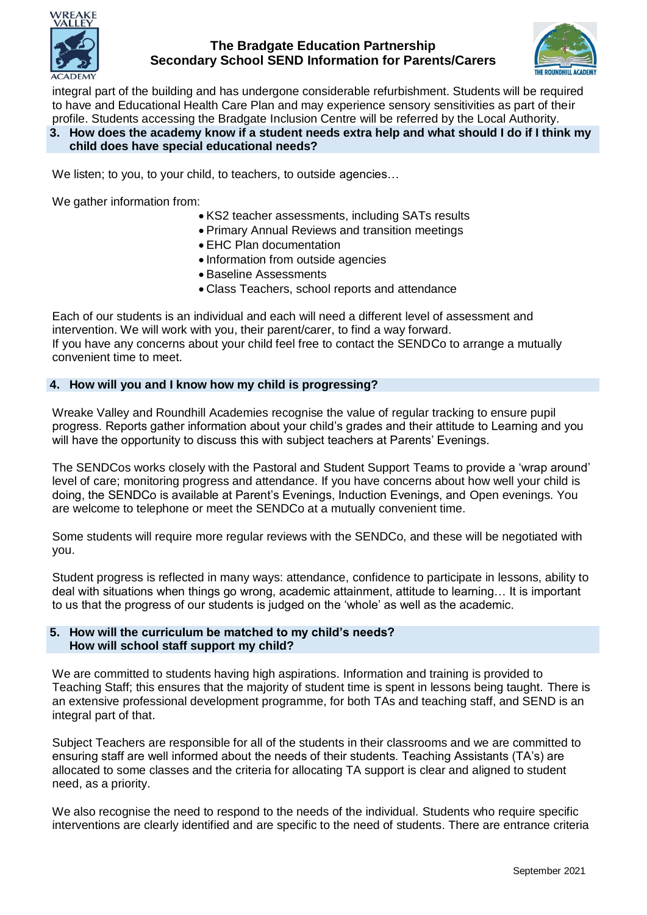integral part of the building and has undergone considerable refurbishment. Students will be required to have and Educational Health Care Plan and may experience sensory sensitivities as part of their profile. Students accessing the Bradgate Inclusion Centre will be referred by the Local Authority.

## 3. How does the academy know if a student needs extra help and what should I do if I think my child does have special educational needs?

We listen; to you, to your child, to teachers, to outside agencies…

We gather information from:

- KS2 teacher assessments, including SATs results
- Primary Annual Reviews and transition meetings
- EHC Plan documentation
- Information from outside agencies
- Baseline Assessments
- Class Teachers, school reports and attendance

Each of our students is an individual and each will need a different level of assessment and intervention. We will work with you, their parent/carer, to find a way forward.
If you have any concerns about your child feel free to contact the SENDCo to arrange a mutually convenient time to meet.

## 4. How will you and I know how my child is progressing?

Wreake Valley and Roundhill Academies recognise the value of regular tracking to ensure pupil progress. Reports gather information about your child's grades and their attitude to Learning and you will have the opportunity to discuss this with subject teachers at Parents' Evenings.

The SENDCos works closely with the Pastoral and Student Support Teams to provide a 'wrap around' level of care; monitoring progress and attendance. If you have concerns about how well your child is doing, the SENDCo is available at Parent's Evenings, Induction Evenings, and Open evenings. You are welcome to telephone or meet the SENDCo at a mutually convenient time.

Some students will require more regular reviews with the SENDCo, and these will be negotiated with you.

Student progress is reflected in many ways: attendance, confidence to participate in lessons, ability to deal with situations when things go wrong, academic attainment, attitude to learning… It is important to us that the progress of our students is judged on the 'whole' as well as the academic.

## 5. How will the curriculum be matched to my child's needs? How will school staff support my child?

We are committed to students having high aspirations. Information and training is provided to Teaching Staff; this ensures that the majority of student time is spent in lessons being taught. There is an extensive professional development programme, for both TAs and teaching staff, and SEND is an integral part of that.

Subject Teachers are responsible for all of the students in their classrooms and we are committed to ensuring staff are well informed about the needs of their students. Teaching Assistants (TA's) are allocated to some classes and the criteria for allocating TA support is clear and aligned to student need, as a priority.

We also recognise the need to respond to the needs of the individual. Students who require specific interventions are clearly identified and are specific to the need of students. There are entrance criteria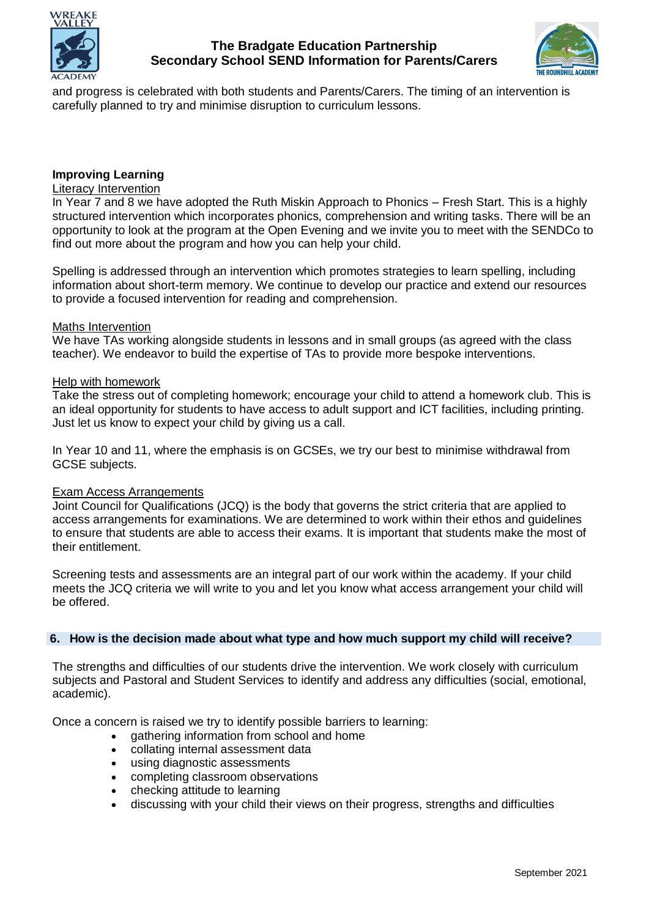and progress is celebrated with both students and Parents/Carers. The timing of an intervention is carefully planned to try and minimise disruption to curriculum lessons.

**Improving Learning**

Literacy Intervention

In Year 7 and 8 we have adopted the Ruth Miskin Approach to Phonics – Fresh Start. This is a highly structured intervention which incorporates phonics, comprehension and writing tasks. There will be an opportunity to look at the program at the Open Evening and we invite you to meet with the SENDCo to find out more about the program and how you can help your child.

Spelling is addressed through an intervention which promotes strategies to learn spelling, including information about short-term memory. We continue to develop our practice and extend our resources to provide a focused intervention for reading and comprehension.

Maths Intervention

We have TAs working alongside students in lessons and in small groups (as agreed with the class teacher). We endeavor to build the expertise of TAs to provide more bespoke interventions.

Help with homework

Take the stress out of completing homework; encourage your child to attend a homework club. This is an ideal opportunity for students to have access to adult support and ICT facilities, including printing. Just let us know to expect your child by giving us a call.

In Year 10 and 11, where the emphasis is on GCSEs, we try our best to minimise withdrawal from GCSE subjects.

Exam Access Arrangements

Joint Council for Qualifications (JCQ) is the body that governs the strict criteria that are applied to access arrangements for examinations. We are determined to work within their ethos and guidelines to ensure that students are able to access their exams. It is important that students make the most of their entitlement.

Screening tests and assessments are an integral part of our work within the academy. If your child meets the JCQ criteria we will write to you and let you know what access arrangement your child will be offered.

## 6. How is the decision made about what type and how much support my child will receive?

The strengths and difficulties of our students drive the intervention. We work closely with curriculum subjects and Pastoral and Student Services to identify and address any difficulties (social, emotional, academic).

Once a concern is raised we try to identify possible barriers to learning:

- gathering information from school and home
- collating internal assessment data
- using diagnostic assessments
- completing classroom observations
- checking attitude to learning
- discussing with your child their views on their progress, strengths and difficulties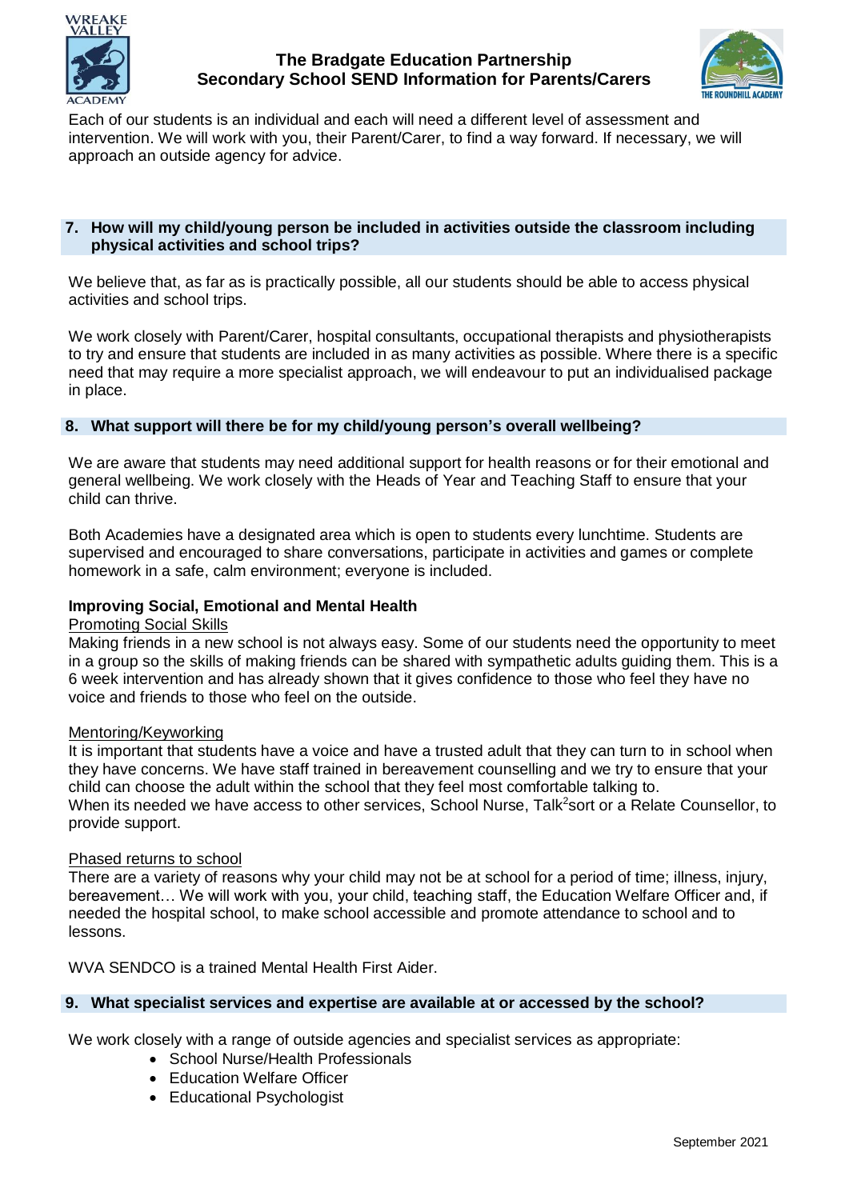Each of our students is an individual and each will need a different level of assessment and intervention. We will work with you, their Parent/Carer, to find a way forward. If necessary, we will approach an outside agency for advice.

## 7. How will my child/young person be included in activities outside the classroom including physical activities and school trips?

We believe that, as far as is practically possible, all our students should be able to access physical activities and school trips.

We work closely with Parent/Carer, hospital consultants, occupational therapists and physiotherapists to try and ensure that students are included in as many activities as possible. Where there is a specific need that may require a more specialist approach, we will endeavour to put an individualised package in place.

## 8. What support will there be for my child/young person's overall wellbeing?

We are aware that students may need additional support for health reasons or for their emotional and general wellbeing. We work closely with the Heads of Year and Teaching Staff to ensure that your child can thrive.

Both Academies have a designated area which is open to students every lunchtime. Students are supervised and encouraged to share conversations, participate in activities and games or complete homework in a safe, calm environment; everyone is included.

**Improving Social, Emotional and Mental Health**

Promoting Social Skills

Making friends in a new school is not always easy. Some of our students need the opportunity to meet in a group so the skills of making friends can be shared with sympathetic adults guiding them. This is a 6 week intervention and has already shown that it gives confidence to those who feel they have no voice and friends to those who feel on the outside.

Mentoring/Keyworking

It is important that students have a voice and have a trusted adult that they can turn to in school when they have concerns. We have staff trained in bereavement counselling and we try to ensure that your child can choose the adult within the school that they feel most comfortable talking to.
When its needed we have access to other services, School Nurse, Talk²sort or a Relate Counsellor, to provide support.

Phased returns to school

There are a variety of reasons why your child may not be at school for a period of time; illness, injury, bereavement… We will work with you, your child, teaching staff, the Education Welfare Officer and, if needed the hospital school, to make school accessible and promote attendance to school and to lessons.

WVA SENDCO is a trained Mental Health First Aider.

## 9. What specialist services and expertise are available at or accessed by the school?

We work closely with a range of outside agencies and specialist services as appropriate:

- School Nurse/Health Professionals
- Education Welfare Officer
- Educational Psychologist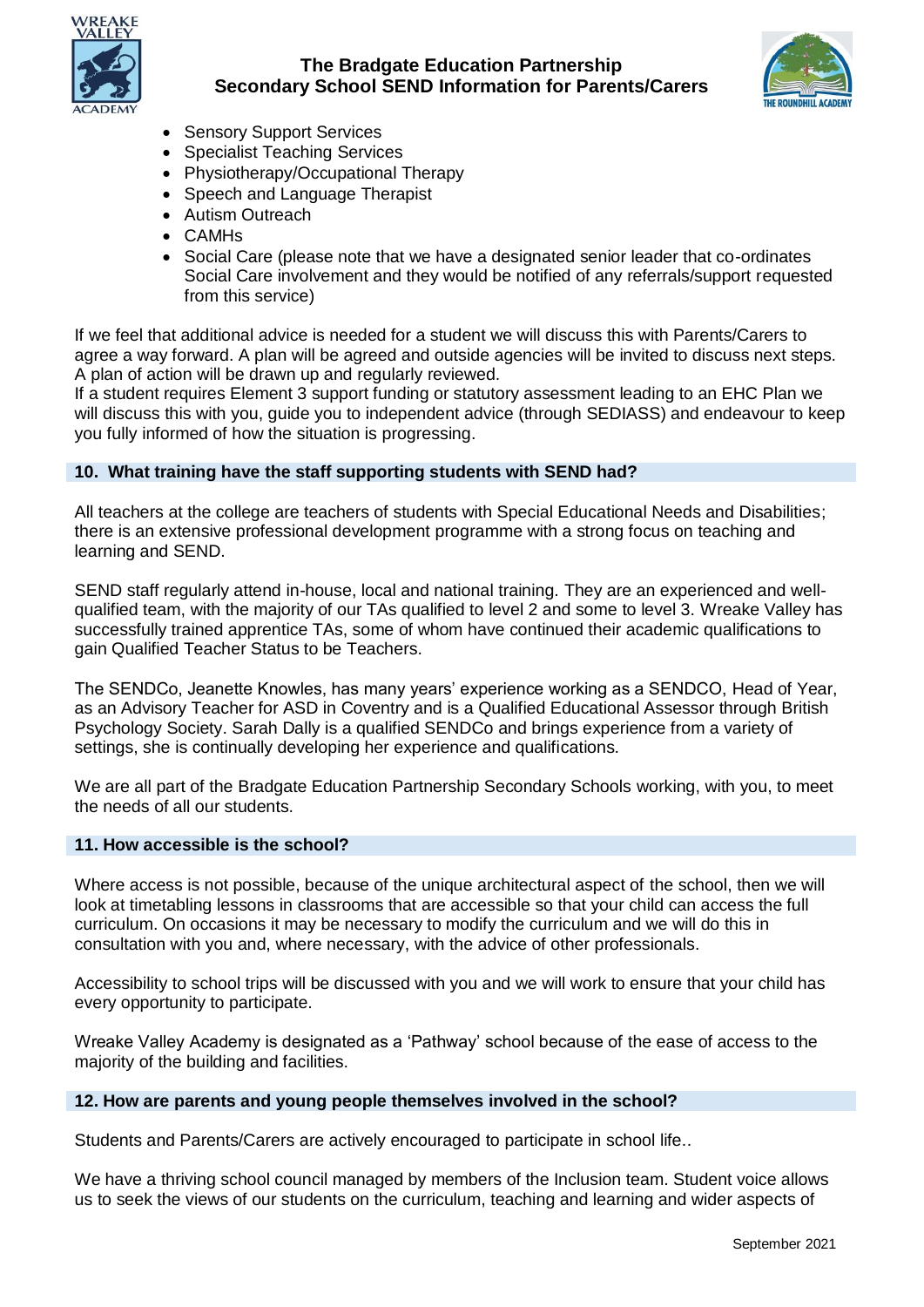- Sensory Support Services
- Specialist Teaching Services
- Physiotherapy/Occupational Therapy
- Speech and Language Therapist
- Autism Outreach
- CAMHs
- Social Care (please note that we have a designated senior leader that co-ordinates Social Care involvement and they would be notified of any referrals/support requested from this service)

If we feel that additional advice is needed for a student we will discuss this with Parents/Carers to agree a way forward. A plan will be agreed and outside agencies will be invited to discuss next steps. A plan of action will be drawn up and regularly reviewed.
If a student requires Element 3 support funding or statutory assessment leading to an EHC Plan we will discuss this with you, guide you to independent advice (through SEDIASS) and endeavour to keep you fully informed of how the situation is progressing.

## 10. What training have the staff supporting students with SEND had?

All teachers at the college are teachers of students with Special Educational Needs and Disabilities; there is an extensive professional development programme with a strong focus on teaching and learning and SEND.

SEND staff regularly attend in-house, local and national training. They are an experienced and well-qualified team, with the majority of our TAs qualified to level 2 and some to level 3. Wreake Valley has successfully trained apprentice TAs, some of whom have continued their academic qualifications to gain Qualified Teacher Status to be Teachers.

The SENDCo, Jeanette Knowles, has many years' experience working as a SENDCO, Head of Year, as an Advisory Teacher for ASD in Coventry and is a Qualified Educational Assessor through British Psychology Society. Sarah Dally is a qualified SENDCo and brings experience from a variety of settings, she is continually developing her experience and qualifications.

We are all part of the Bradgate Education Partnership Secondary Schools working, with you, to meet the needs of all our students.

## 11. How accessible is the school?

Where access is not possible, because of the unique architectural aspect of the school, then we will look at timetabling lessons in classrooms that are accessible so that your child can access the full curriculum. On occasions it may be necessary to modify the curriculum and we will do this in consultation with you and, where necessary, with the advice of other professionals.

Accessibility to school trips will be discussed with you and we will work to ensure that your child has every opportunity to participate.

Wreake Valley Academy is designated as a 'Pathway' school because of the ease of access to the majority of the building and facilities.

## 12. How are parents and young people themselves involved in the school?

Students and Parents/Carers are actively encouraged to participate in school life..

We have a thriving school council managed by members of the Inclusion team. Student voice allows us to seek the views of our students on the curriculum, teaching and learning and wider aspects of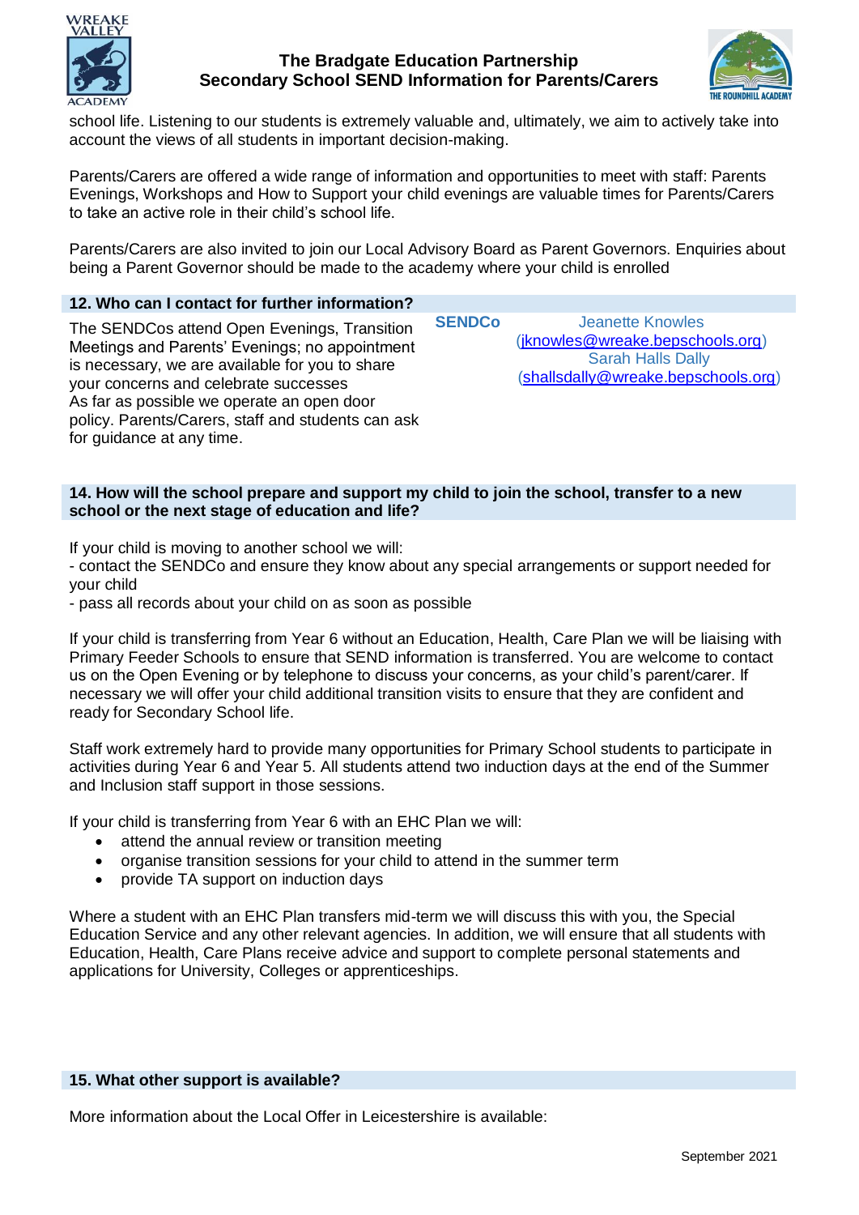school life. Listening to our students is extremely valuable and, ultimately, we aim to actively take into account the views of all students in important decision-making.

Parents/Carers are offered a wide range of information and opportunities to meet with staff: Parents Evenings, Workshops and How to Support your child evenings are valuable times for Parents/Carers to take an active role in their child's school life.

Parents/Carers are also invited to join our Local Advisory Board as Parent Governors. Enquiries about being a Parent Governor should be made to the academy where your child is enrolled

## 12. Who can I contact for further information?

The SENDCos attend Open Evenings, Transition Meetings and Parents' Evenings; no appointment is necessary, we are available for you to share your concerns and celebrate successes
As far as possible we operate an open door policy. Parents/Carers, staff and students can ask for guidance at any time.

**SENDCo**

Jeanette Knowles (jknowles@wreake.bepschools.org)
Sarah Halls Dally (shallsdally@wreake.bepschools.org)

## 14. How will the school prepare and support my child to join the school, transfer to a new school or the next stage of education and life?

If your child is moving to another school we will:
- contact the SENDCo and ensure they know about any special arrangements or support needed for your child
- pass all records about your child on as soon as possible

If your child is transferring from Year 6 without an Education, Health, Care Plan we will be liaising with Primary Feeder Schools to ensure that SEND information is transferred. You are welcome to contact us on the Open Evening or by telephone to discuss your concerns, as your child's parent/carer. If necessary we will offer your child additional transition visits to ensure that they are confident and ready for Secondary School life.

Staff work extremely hard to provide many opportunities for Primary School students to participate in activities during Year 6 and Year 5. All students attend two induction days at the end of the Summer and Inclusion staff support in those sessions.

If your child is transferring from Year 6 with an EHC Plan we will:

- attend the annual review or transition meeting
- organise transition sessions for your child to attend in the summer term
- provide TA support on induction days

Where a student with an EHC Plan transfers mid-term we will discuss this with you, the Special Education Service and any other relevant agencies. In addition, we will ensure that all students with Education, Health, Care Plans receive advice and support to complete personal statements and applications for University, Colleges or apprenticeships.

## 15. What other support is available?

More information about the Local Offer in Leicestershire is available: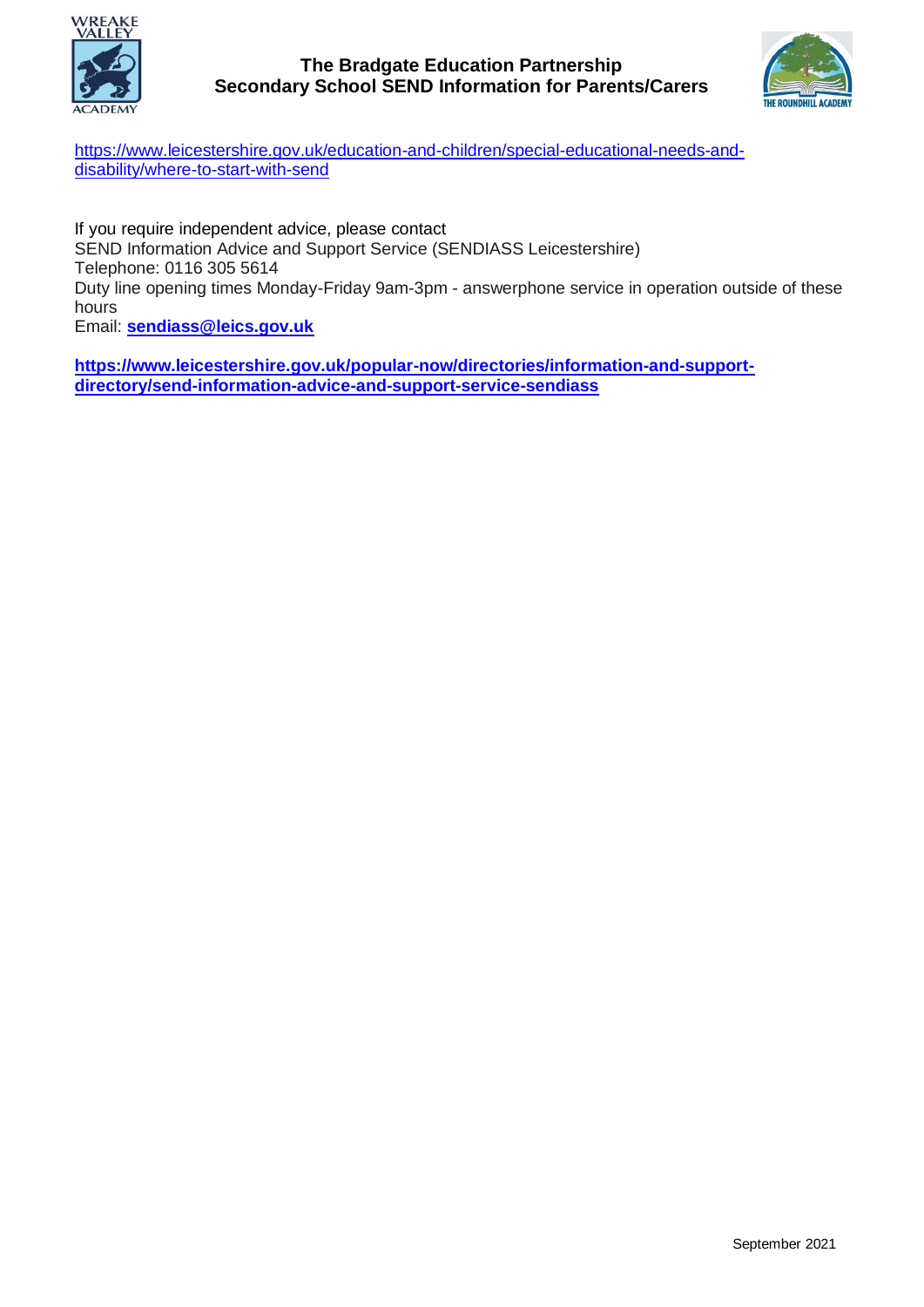https://www.leicestershire.gov.uk/education-and-children/special-educational-needs-and-disability/where-to-start-with-send

If you require independent advice, please contact
SEND Information Advice and Support Service (SENDIASS Leicestershire)
Telephone: 0116 305 5614
Duty line opening times Monday-Friday 9am-3pm - answerphone service in operation outside of these hours
Email: **sendiass@leics.gov.uk**

**https://www.leicestershire.gov.uk/popular-now/directories/information-and-support-directory/send-information-advice-and-support-service-sendiass**

September 2021